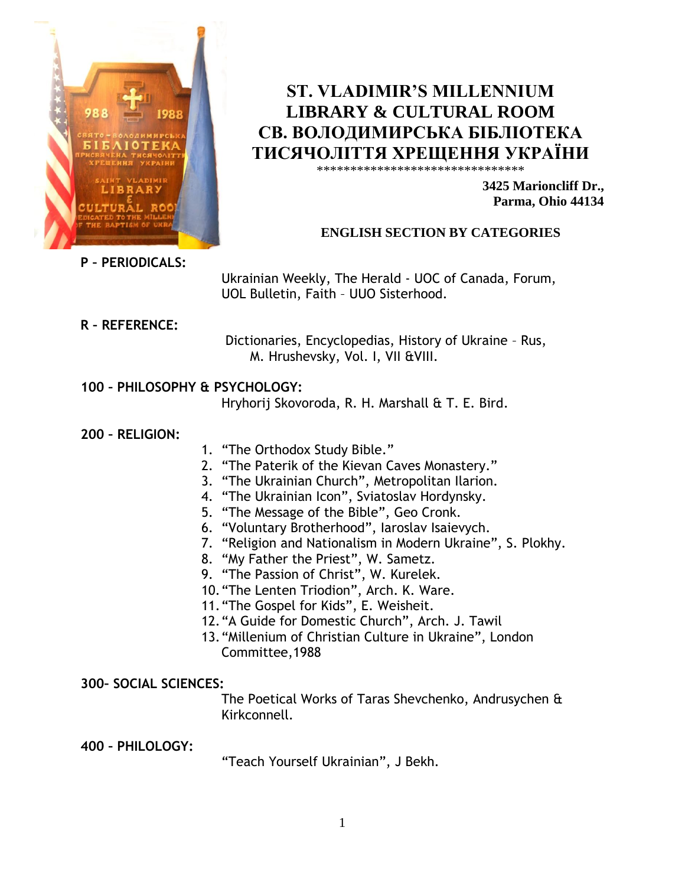# ST. VLADIMIR'S MILLENNIUM LIBRARY & CULTURAL ROOM
# СВ. ВОЛОДИМИРСЬКА БІБЛІОТЕКА ТИСЯЧОЛІТТЯ ХРЕЩЕННЯ УКРАЇНИ

*******************************

**3425 Marioncliff Dr.,**
**Parma, Ohio 44134**

## ENGLISH SECTION BY CATEGORIES

**P – PERIODICALS:**

Ukrainian Weekly, The Herald - UOC of Canada, Forum, UOL Bulletin, Faith – UUO Sisterhood.

**R – REFERENCE:**

Dictionaries, Encyclopedias, History of Ukraine – Rus, M. Hrushevsky, Vol. I, VII &VIII.

**100 – PHILOSOPHY & PSYCHOLOGY:**

Hryhorij Skovoroda, R. H. Marshall & T. E. Bird.

**200 – RELIGION:**

1. "The Orthodox Study Bible."
2. "The Paterik of the Kievan Caves Monastery."
3. "The Ukrainian Church", Metropolitan Ilarion.
4. "The Ukrainian Icon", Sviatoslav Hordynsky.
5. "The Message of the Bible", Geo Cronk.
6. "Voluntary Brotherhood", Iaroslav Isaievych.
7. "Religion and Nationalism in Modern Ukraine", S. Plokhy.
8. "My Father the Priest", W. Sametz.
9. "The Passion of Christ", W. Kurelek.
10. "The Lenten Triodion", Arch. K. Ware.
11. "The Gospel for Kids", E. Weisheit.
12. "A Guide for Domestic Church", Arch. J. Tawil
13. "Millenium of Christian Culture in Ukraine", London Committee,1988

**300– SOCIAL SCIENCES:**

The Poetical Works of Taras Shevchenko, Andrusychen & Kirkconnell.

**400 – PHILOLOGY:**

"Teach Yourself Ukrainian", J Bekh.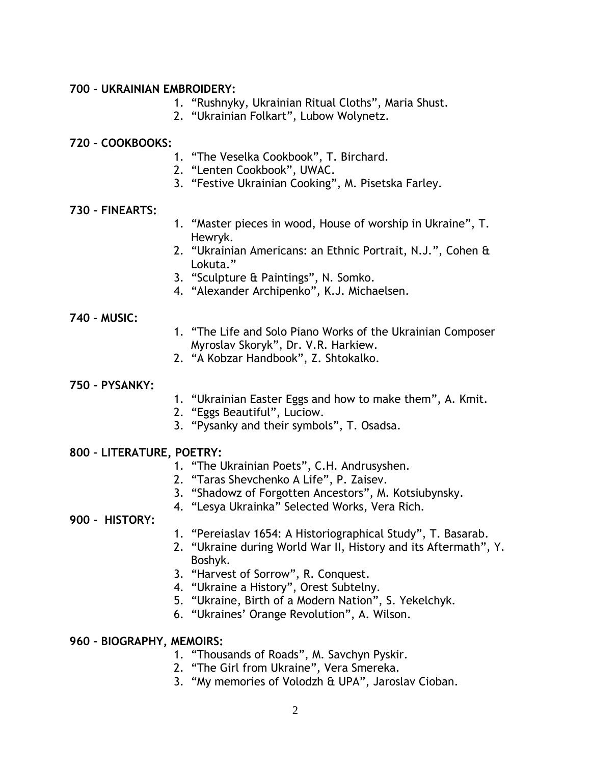**700 – UKRAINIAN EMBROIDERY:**

1. “Rushnyky, Ukrainian Ritual Cloths”, Maria Shust.
2. “Ukrainian Folkart”, Lubow Wolynetz.

**720 – COOKBOOKS:**

1. “The Veselka Cookbook”, T. Birchard.
2. “Lenten Cookbook”, UWAC.
3. “Festive Ukrainian Cooking”, M. Pisetska Farley.

**730 – FINEARTS:**

1. “Master pieces in wood, House of worship in Ukraine”, T. Hewryk.
2. “Ukrainian Americans: an Ethnic Portrait, N.J.”, Cohen & Lokuta.”
3. “Sculpture & Paintings”, N. Somko.
4. “Alexander Archipenko”, K.J. Michaelsen.

**740 – MUSIC:**

1. “The Life and Solo Piano Works of the Ukrainian Composer Myroslav Skoryk”, Dr. V.R. Harkiew.
2. “A Kobzar Handbook”, Z. Shtokalko.

**750 – PYSANKY:**

1. “Ukrainian Easter Eggs and how to make them”, A. Kmit.
2. “Eggs Beautiful”, Luciow.
3. “Pysanky and their symbols”, T. Osadsa.

**800 – LITERATURE, POETRY:**

1. “The Ukrainian Poets”, C.H. Andrusyshen.
2. “Taras Shevchenko A Life”, P. Zaisev.
3. “Shadowz of Forgotten Ancestors”, M. Kotsiubynsky.
4. “Lesya Ukrainka” Selected Works, Vera Rich.

**900 - HISTORY:**

1. “Pereiaslav 1654: A Historiographical Study”, T. Basarab.
2. “Ukraine during World War II, History and its Aftermath”, Y. Boshyk.
3. “Harvest of Sorrow”, R. Conquest.
4. “Ukraine a History”, Orest Subtelny.
5. “Ukraine, Birth of a Modern Nation”, S. Yekelchyk.
6. “Ukraines’ Orange Revolution”, A. Wilson.

**960 – BIOGRAPHY, MEMOIRS:**

1. “Thousands of Roads”, M. Savchyn Pyskir.
2. “The Girl from Ukraine”, Vera Smereka.
3. “My memories of Volodzh & UPA”, Jaroslav Cioban.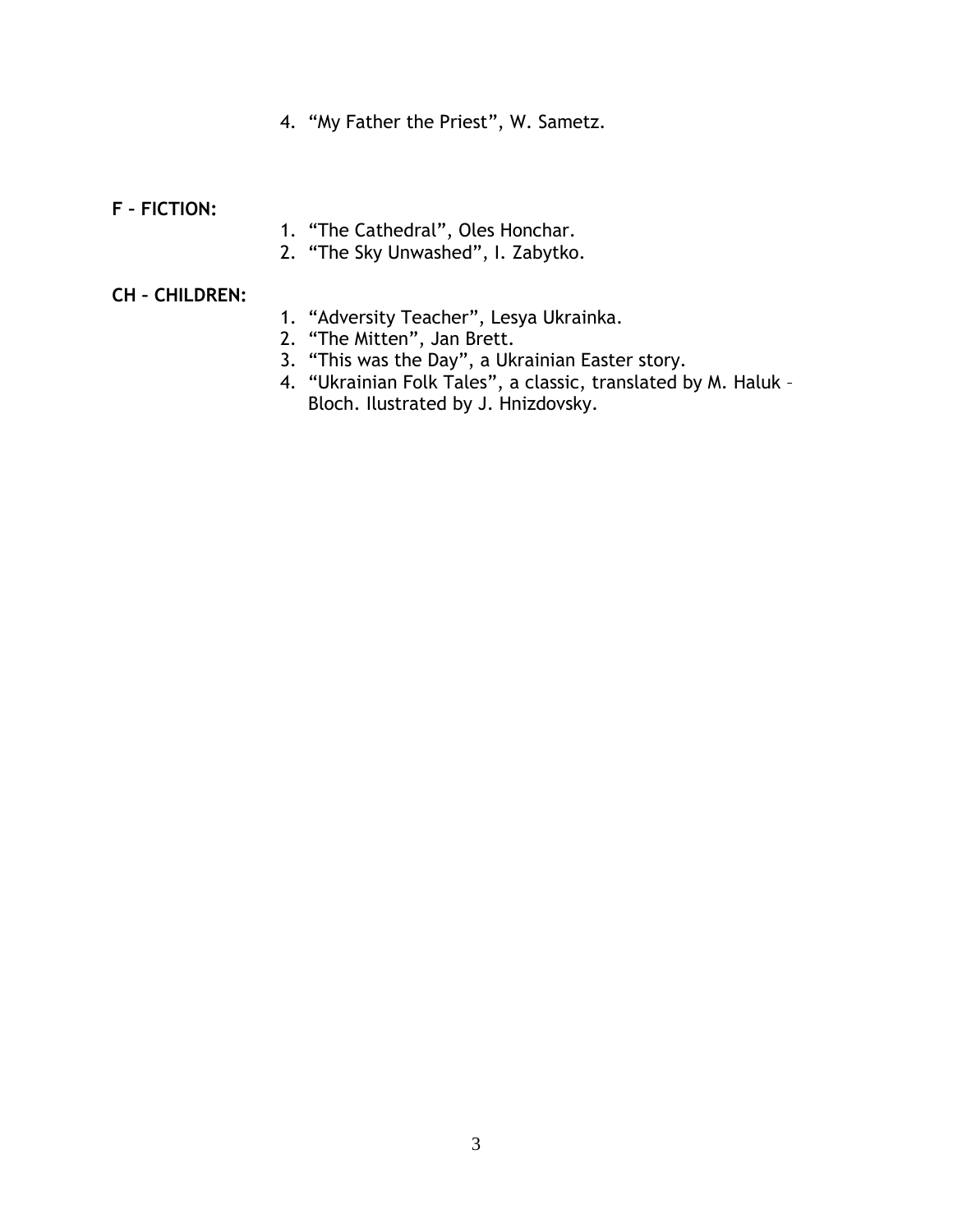4. "My Father the Priest", W. Sametz.

**F – FICTION:**

1. "The Cathedral", Oles Honchar.
2. "The Sky Unwashed", I. Zabytko.

**CH – CHILDREN:**

1. "Adversity Teacher", Lesya Ukrainka.
2. "The Mitten", Jan Brett.
3. "This was the Day", a Ukrainian Easter story.
4. "Ukrainian Folk Tales", a classic, translated by M. Haluk – Bloch. Ilustrated by J. Hnizdovsky.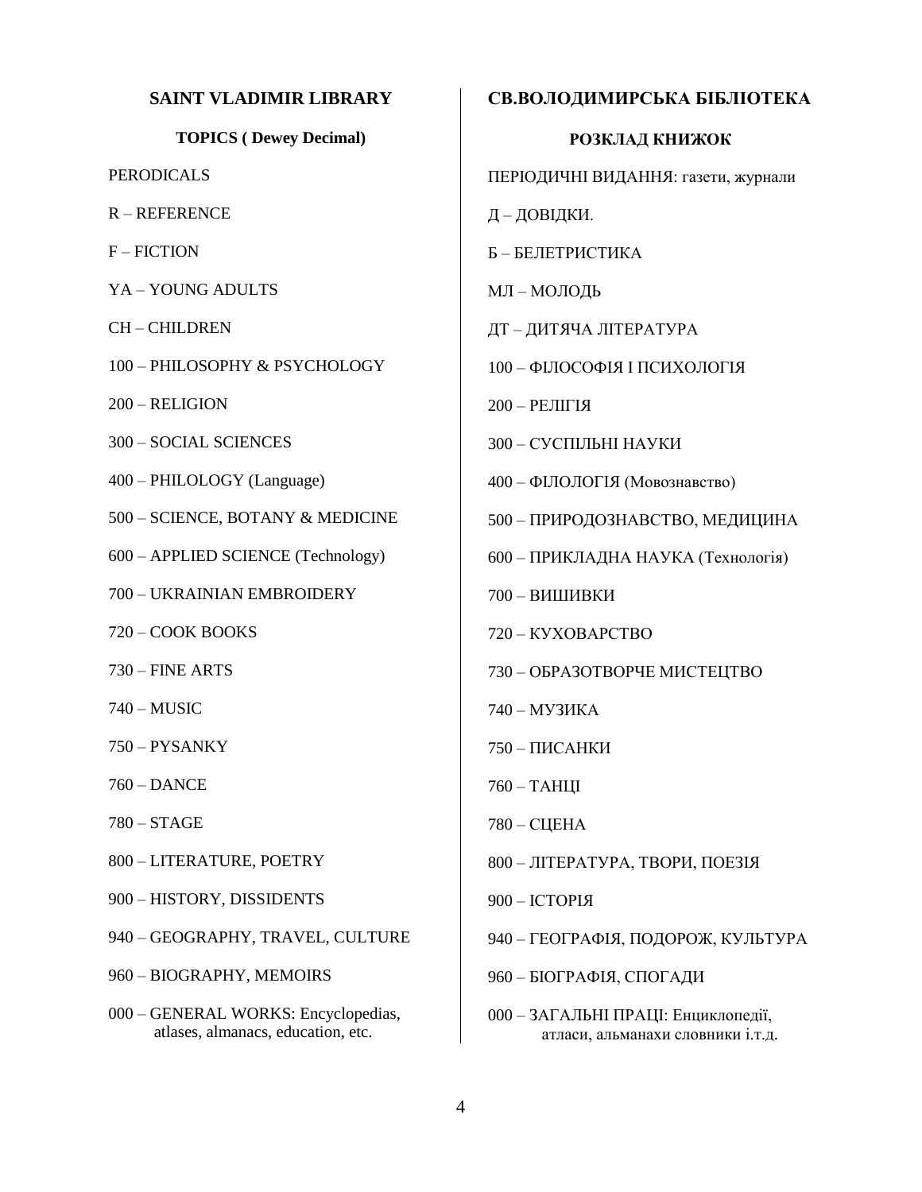## SAINT VLADIMIR LIBRARY

**TOPICS ( Dewey Decimal)**

PERODICALS

R – REFERENCE

F – FICTION

YA – YOUNG ADULTS

CH – CHILDREN

100 – PHILOSOPHY & PSYCHOLOGY

200 – RELIGION

300 – SOCIAL SCIENCES

400 – PHILOLOGY (Language)

500 – SCIENCE, BOTANY & MEDICINE

600 – APPLIED SCIENCE (Technology)

700 – UKRAINIAN EMBROIDERY

720 – COOK BOOKS

730 – FINE ARTS

740 – MUSIC

750 – PYSANKY

760 – DANCE

780 – STAGE

800 – LITERATURE, POETRY

900 – HISTORY, DISSIDENTS

940 – GEOGRAPHY, TRAVEL, CULTURE

960 – BIOGRAPHY, MEMOIRS

000 – GENERAL WORKS: Encyclopedias, atlases, almanacs, education, etc.

## СВ.ВОЛОДИМИРСЬКА БІБЛІОТЕКА

**РОЗКЛАД КНИЖОК**

ПЕРІОДИЧНІ ВИДАННЯ: газети, журнали

Д – ДОВІДКИ.

Б – БЕЛЕТРИСТИКА

МЛ – МОЛОДЬ

ДТ – ДИТЯЧА ЛІТЕРАТУРА

100 – ФІЛОСОФІЯ І ПСИХОЛОГІЯ

200 – РЕЛІГІЯ

300 – СУСПІЛЬНІ НАУКИ

400 – ФІЛОЛОГІЯ (Мовознавство)

500 – ПРИРОДОЗНАВСТВО, МЕДИЦИНА

600 – ПРИКЛАДНА НАУКА (Технологія)

700 – ВИШИВКИ

720 – КУХОВАРСТВО

730 – ОБРАЗОТВОРЧЕ МИСТЕЦТВО

740 – МУЗИКА

750 – ПИСАНКИ

760 – ТАНЦІ

780 – СЦЕНА

800 – ЛІТЕРАТУРА, ТВОРИ, ПОЕЗІЯ

900 – ІСТОРІЯ

940 – ГЕОГРАФІЯ, ПОДОРОЖ, КУЛЬТУРА

960 – БІОГРАФІЯ, СПОГАДИ

000 – ЗАГАЛЬНІ ПРАЦІ: Енциклопедії, атласи, альманахи словники і.т.д.